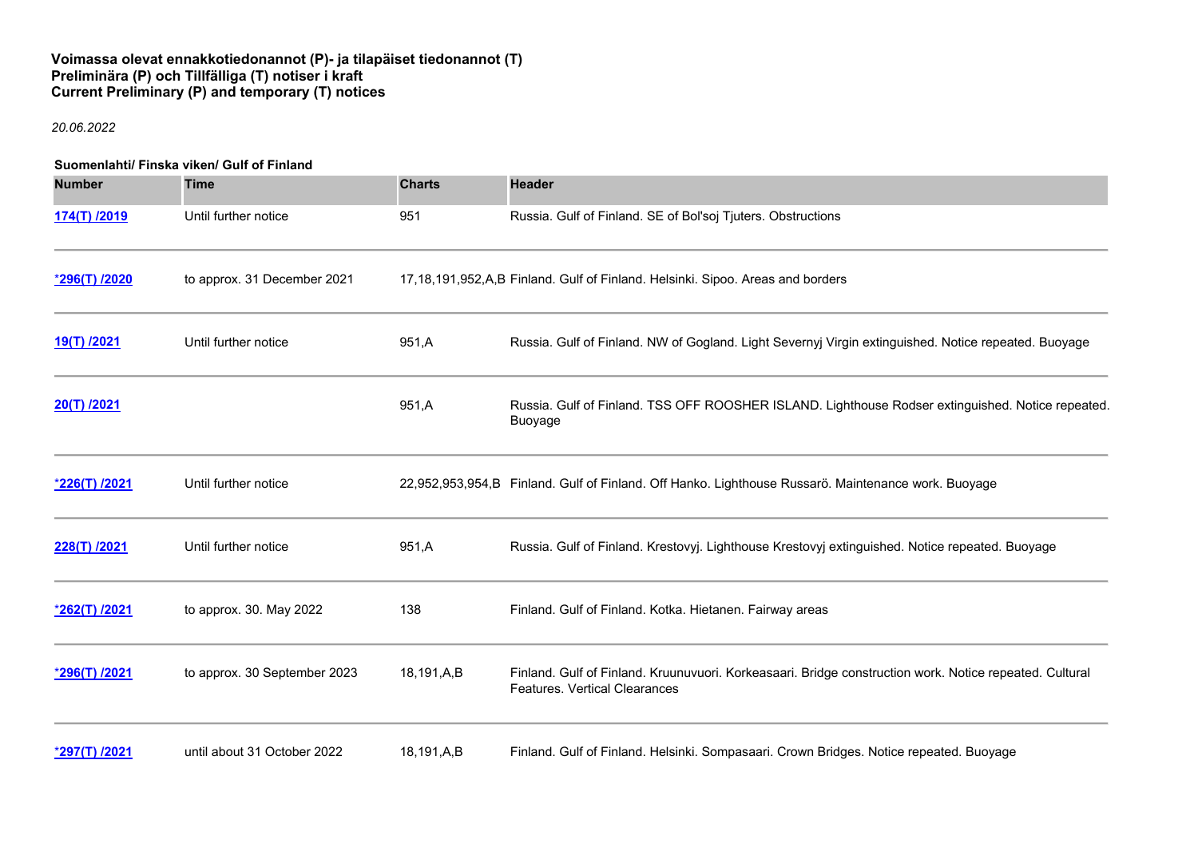**Voimassa olevat ennakkotiedonannot (P)- ja tilapäiset tiedonannot (T)**
**Preliminära (P) och Tillfälliga (T) notiser i kraft**
**Current Preliminary (P) and temporary (T) notices**

*20.06.2022*

**Suomenlahti/ Finska viken/ Gulf of Finland**

| Number | Time | Charts | Header |
|---|---|---|---|
| 174(T) /2019 | Until further notice | 951 | Russia. Gulf of Finland. SE of Bol'soj Tjuters. Obstructions |
| *296(T) /2020 | to approx. 31 December 2021 | 17,18,191,952,A,B | Finland. Gulf of Finland. Helsinki. Sipoo. Areas and borders |
| 19(T) /2021 | Until further notice | 951,A | Russia. Gulf of Finland. NW of Gogland. Light Severnyj Virgin extinguished. Notice repeated. Buoyage |
| 20(T) /2021 | | 951,A | Russia. Gulf of Finland. TSS OFF ROOSHER ISLAND. Lighthouse Rodser extinguished. Notice repeated. Buoyage |
| *226(T) /2021 | Until further notice | 22,952,953,954,B | Finland. Gulf of Finland. Off Hanko. Lighthouse Russarö. Maintenance work. Buoyage |
| 228(T) /2021 | Until further notice | 951,A | Russia. Gulf of Finland. Krestovyj. Lighthouse Krestovyj extinguished. Notice repeated. Buoyage |
| *262(T) /2021 | to approx. 30. May 2022 | 138 | Finland. Gulf of Finland. Kotka. Hietanen. Fairway areas |
| *296(T) /2021 | to approx. 30 September 2023 | 18,191,A,B | Finland. Gulf of Finland. Kruunuvuori. Korkeasaari. Bridge construction work. Notice repeated. Cultural Features. Vertical Clearances |
| *297(T) /2021 | until about 31 October 2022 | 18,191,A,B | Finland. Gulf of Finland. Helsinki. Sompasaari. Crown Bridges. Notice repeated. Buoyage |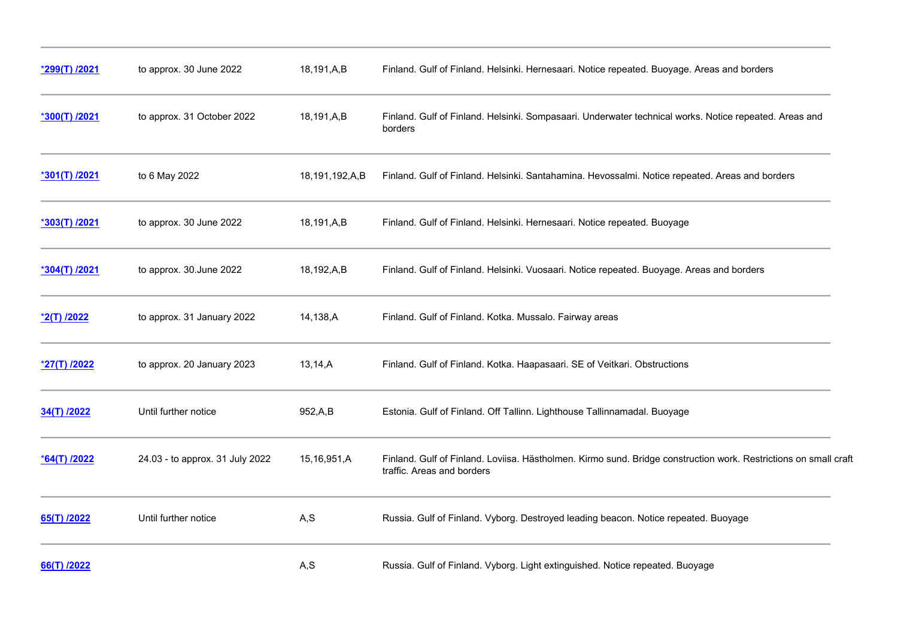| | | | |
|---|---|---|---|
| *299(T) /2021 | to approx. 30 June 2022 | 18,191,A,B | Finland. Gulf of Finland. Helsinki. Hernesaari. Notice repeated. Buoyage. Areas and borders |
| *300(T) /2021 | to approx. 31 October 2022 | 18,191,A,B | Finland. Gulf of Finland. Helsinki. Sompasaari. Underwater technical works. Notice repeated. Areas and borders |
| *301(T) /2021 | to 6 May 2022 | 18,191,192,A,B | Finland. Gulf of Finland. Helsinki. Santahamina. Hevossalmi. Notice repeated. Areas and borders |
| *303(T) /2021 | to approx. 30 June 2022 | 18,191,A,B | Finland. Gulf of Finland. Helsinki. Hernesaari. Notice repeated. Buoyage |
| *304(T) /2021 | to approx. 30.June 2022 | 18,192,A,B | Finland. Gulf of Finland. Helsinki. Vuosaari. Notice repeated. Buoyage. Areas and borders |
| *2(T) /2022 | to approx. 31 January 2022 | 14,138,A | Finland. Gulf of Finland. Kotka. Mussalo. Fairway areas |
| *27(T) /2022 | to approx. 20 January 2023 | 13,14,A | Finland. Gulf of Finland. Kotka. Haapasaari. SE of Veitkari. Obstructions |
| 34(T) /2022 | Until further notice | 952,A,B | Estonia. Gulf of Finland. Off Tallinn. Lighthouse Tallinnamadal. Buoyage |
| *64(T) /2022 | 24.03 - to approx. 31 July 2022 | 15,16,951,A | Finland. Gulf of Finland. Loviisa. Hästholmen. Kirmo sund. Bridge construction work. Restrictions on small craft traffic. Areas and borders |
| 65(T) /2022 | Until further notice | A,S | Russia. Gulf of Finland. Vyborg. Destroyed leading beacon. Notice repeated. Buoyage |
| 66(T) /2022 | | A,S | Russia. Gulf of Finland. Vyborg. Light extinguished. Notice repeated. Buoyage |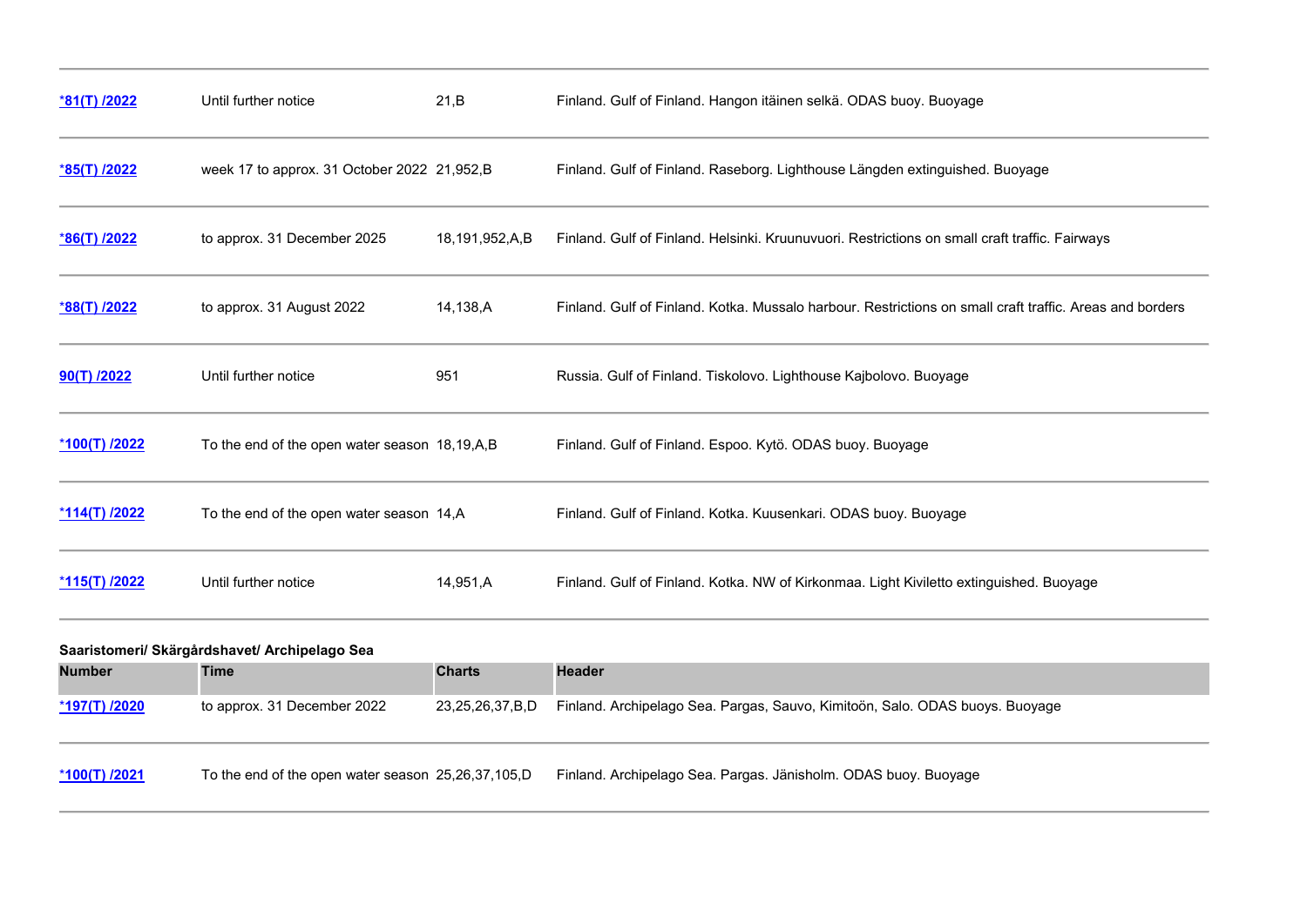| Number | Time | Charts | Header |
|---|---|---|---|
| *81(T) /2022 | Until further notice | 21,B | Finland. Gulf of Finland. Hangon itäinen selkä. ODAS buoy. Buoyage |
| *85(T) /2022 | week 17 to approx. 31 October 2022 | 21,952,B | Finland. Gulf of Finland. Raseborg. Lighthouse Längden extinguished. Buoyage |
| *86(T) /2022 | to approx. 31 December 2025 | 18,191,952,A,B | Finland. Gulf of Finland. Helsinki. Kruunuvuori. Restrictions on small craft traffic. Fairways |
| *88(T) /2022 | to approx. 31 August 2022 | 14,138,A | Finland. Gulf of Finland. Kotka. Mussalo harbour. Restrictions on small craft traffic. Areas and borders |
| 90(T) /2022 | Until further notice | 951 | Russia. Gulf of Finland. Tiskolovo. Lighthouse Kajbolovo. Buoyage |
| *100(T) /2022 | To the end of the open water season | 18,19,A,B | Finland. Gulf of Finland. Espoo. Kytö. ODAS buoy. Buoyage |
| *114(T) /2022 | To the end of the open water season | 14,A | Finland. Gulf of Finland. Kotka. Kuusenkari. ODAS buoy. Buoyage |
| *115(T) /2022 | Until further notice | 14,951,A | Finland. Gulf of Finland. Kotka. NW of Kirkonmaa. Light Kiviletto extinguished. Buoyage |

**Saaristomeri/ Skärgårdshavet/ Archipelago Sea**

| Number | Time | Charts | Header |
|---|---|---|---|
| *197(T) /2020 | to approx. 31 December 2022 | 23,25,26,37,B,D | Finland. Archipelago Sea. Pargas, Sauvo, Kimitoön, Salo. ODAS buoys. Buoyage |
| *100(T) /2021 | To the end of the open water season | 25,26,37,105,D | Finland. Archipelago Sea. Pargas. Jänisholm. ODAS buoy. Buoyage |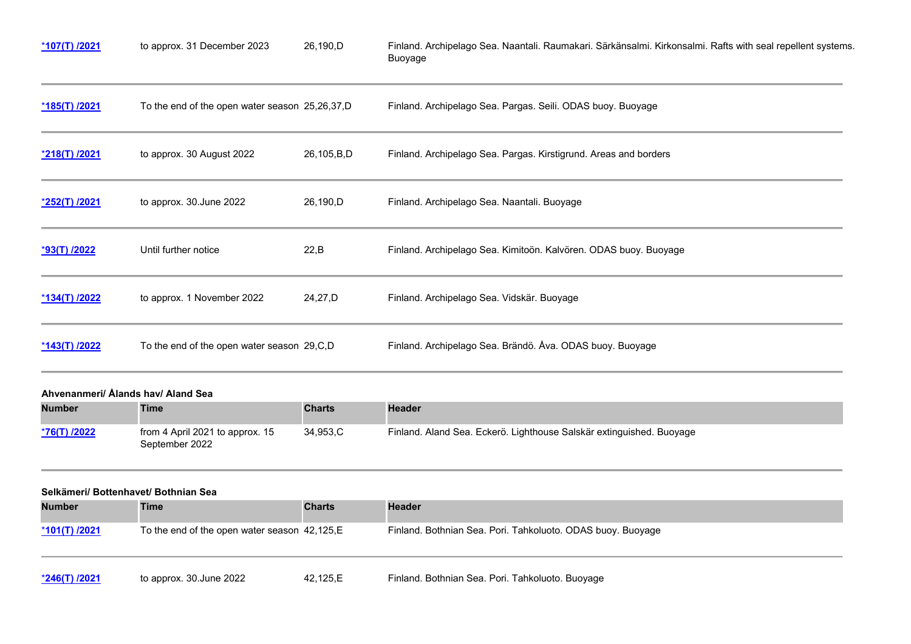| Number | Time | Charts | Header |
|---|---|---|---|
| *107(T) /2021 | to approx. 31 December 2023 | 26,190,D | Finland. Archipelago Sea. Naantali. Raumakari. Särkänsalmi. Kirkonsalmi. Rafts with seal repellent systems. Buoyage |
| *185(T) /2021 | To the end of the open water season | 25,26,37,D | Finland. Archipelago Sea. Pargas. Seili. ODAS buoy. Buoyage |
| *218(T) /2021 | to approx. 30 August 2022 | 26,105,B,D | Finland. Archipelago Sea. Pargas. Kirstigrund. Areas and borders |
| *252(T) /2021 | to approx. 30.June 2022 | 26,190,D | Finland. Archipelago Sea. Naantali. Buoyage |
| *93(T) /2022 | Until further notice | 22,B | Finland. Archipelago Sea. Kimitoön. Kalvören. ODAS buoy. Buoyage |
| *134(T) /2022 | to approx. 1 November 2022 | 24,27,D | Finland. Archipelago Sea. Vidskär. Buoyage |
| *143(T) /2022 | To the end of the open water season | 29,C,D | Finland. Archipelago Sea. Brändö. Åva. ODAS buoy. Buoyage |

**Ahvenanmeri/ Ålands hav/ Aland Sea**

| Number | Time | Charts | Header |
|---|---|---|---|
| *76(T) /2022 | from 4 April 2021 to approx. 15 September 2022 | 34,953,C | Finland. Aland Sea. Eckerö. Lighthouse Salskär extinguished. Buoyage |

**Selkämeri/ Bottenhavet/ Bothnian Sea**

| Number | Time | Charts | Header |
|---|---|---|---|
| *101(T) /2021 | To the end of the open water season | 42,125,E | Finland. Bothnian Sea. Pori. Tahkoluoto. ODAS buoy. Buoyage |
| *246(T) /2021 | to approx. 30.June 2022 | 42,125,E | Finland. Bothnian Sea. Pori. Tahkoluoto. Buoyage |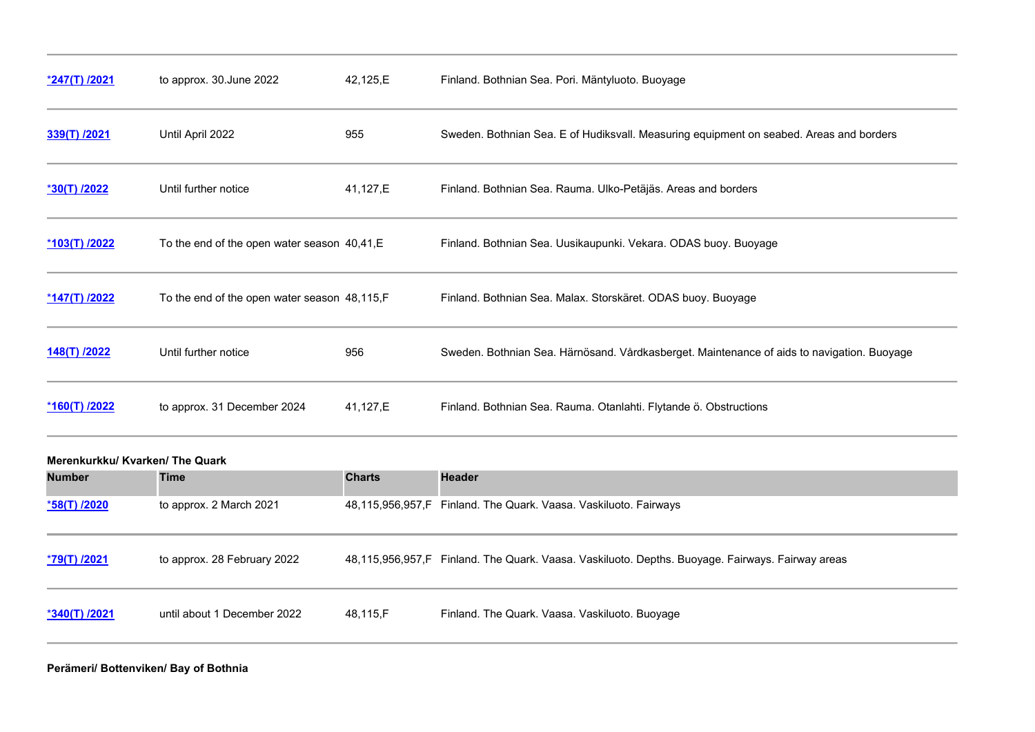| Number | Time | Charts | Header |
| --- | --- | --- | --- |
| *247(T) /2021 | to approx. 30.June 2022 | 42,125,E | Finland. Bothnian Sea. Pori. Mäntyluoto. Buoyage |
| 339(T) /2021 | Until April 2022 | 955 | Sweden. Bothnian Sea. E of Hudiksvall. Measuring equipment on seabed. Areas and borders |
| *30(T) /2022 | Until further notice | 41,127,E | Finland. Bothnian Sea. Rauma. Ulko-Petäjäs. Areas and borders |
| *103(T) /2022 | To the end of the open water season | 40,41,E | Finland. Bothnian Sea. Uusikaupunki. Vekara. ODAS buoy. Buoyage |
| *147(T) /2022 | To the end of the open water season | 48,115,F | Finland. Bothnian Sea. Malax. Storskäret. ODAS buoy. Buoyage |
| 148(T) /2022 | Until further notice | 956 | Sweden. Bothnian Sea. Härnösand. Vårdkasberget. Maintenance of aids to navigation. Buoyage |
| *160(T) /2022 | to approx. 31 December 2024 | 41,127,E | Finland. Bothnian Sea. Rauma. Otanlahti. Flytande ö. Obstructions |

**Merenkurkku/ Kvarken/ The Quark**

| Number | Time | Charts | Header |
| --- | --- | --- | --- |
| *58(T) /2020 | to approx. 2 March 2021 | 48,115,956,957,F | Finland. The Quark. Vaasa. Vaskiluoto. Fairways |
| *79(T) /2021 | to approx. 28 February 2022 | 48,115,956,957,F | Finland. The Quark. Vaasa. Vaskiluoto. Depths. Buoyage. Fairways. Fairway areas |
| *340(T) /2021 | until about 1 December 2022 | 48,115,F | Finland. The Quark. Vaasa. Vaskiluoto. Buoyage |

**Perämeri/ Bottenviken/ Bay of Bothnia**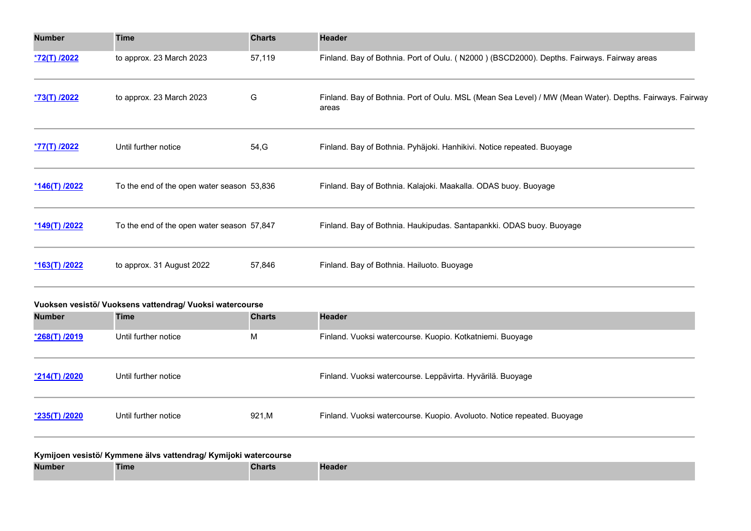| Number | Time | Charts | Header |
|---|---|---|---|
| *72(T) /2022 | to approx. 23 March 2023 | 57,119 | Finland. Bay of Bothnia. Port of Oulu. ( N2000 ) (BSCD2000). Depths. Fairways. Fairway areas |
| *73(T) /2022 | to approx. 23 March 2023 | G | Finland. Bay of Bothnia. Port of Oulu. MSL (Mean Sea Level) / MW (Mean Water). Depths. Fairways. Fairway areas |
| *77(T) /2022 | Until further notice | 54,G | Finland. Bay of Bothnia. Pyhäjoki. Hanhikivi. Notice repeated. Buoyage |
| *146(T) /2022 | To the end of the open water season | 53,836 | Finland. Bay of Bothnia. Kalajoki. Maakalla. ODAS buoy. Buoyage |
| *149(T) /2022 | To the end of the open water season | 57,847 | Finland. Bay of Bothnia. Haukipudas. Santapankki. ODAS buoy. Buoyage |
| *163(T) /2022 | to approx. 31 August 2022 | 57,846 | Finland. Bay of Bothnia. Hailuoto. Buoyage |

**Vuoksen vesistö/ Vuoksens vattendrag/ Vuoksi watercourse**

| Number | Time | Charts | Header |
|---|---|---|---|
| *268(T) /2019 | Until further notice | M | Finland. Vuoksi watercourse. Kuopio. Kotkatniemi. Buoyage |
| *214(T) /2020 | Until further notice | | Finland. Vuoksi watercourse. Leppävirta. Hyvärilä. Buoyage |
| *235(T) /2020 | Until further notice | 921,M | Finland. Vuoksi watercourse. Kuopio. Avoluoto. Notice repeated. Buoyage |

**Kymijoen vesistö/ Kymmene älvs vattendrag/ Kymijoki watercourse**

| Number | Time | Charts | Header |
|---|---|---|---|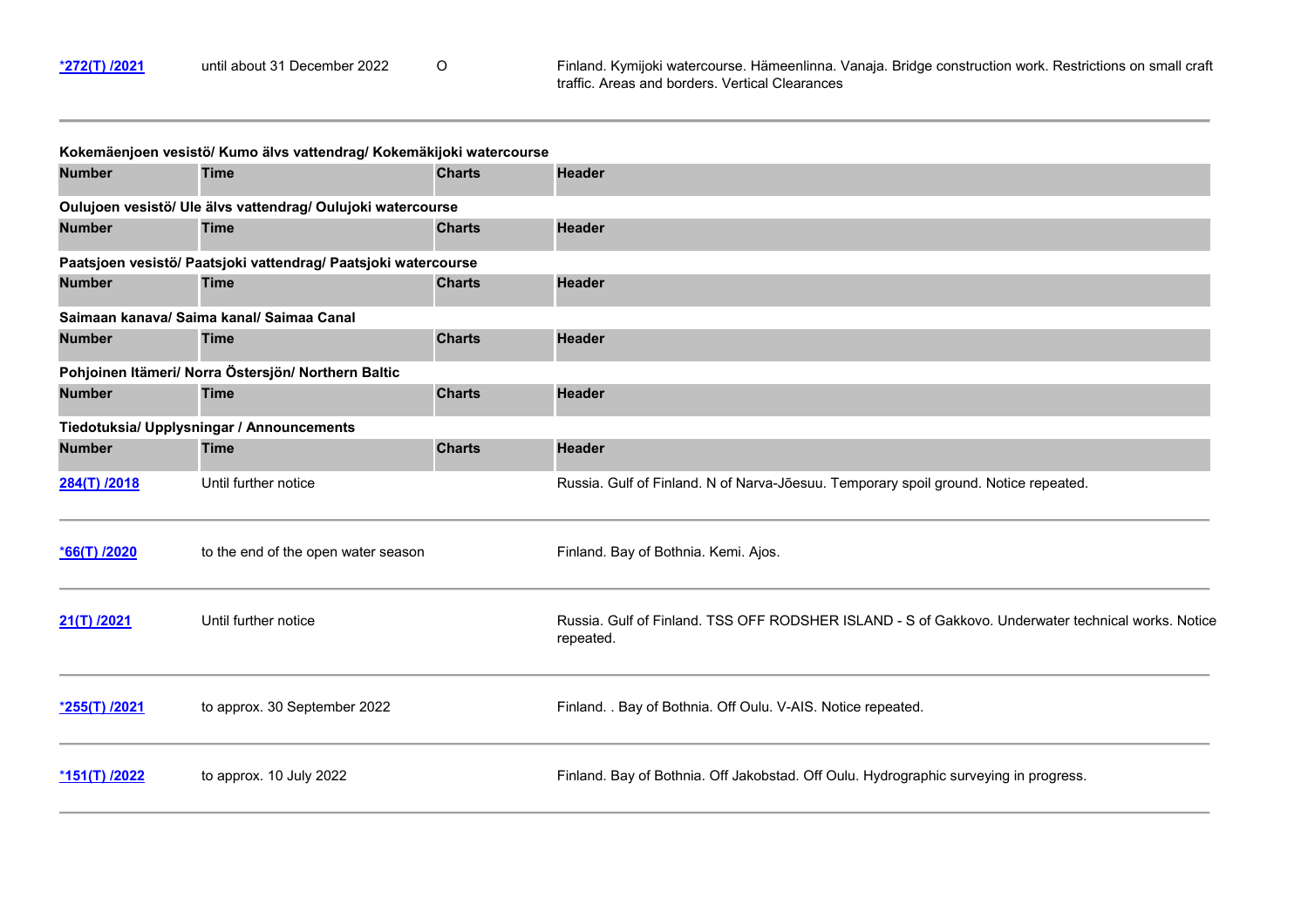| | | | |
|---|---|---|---|
| *272(T) /2021 | until about 31 December 2022 | O | Finland. Kymijoki watercourse. Hämeenlinna. Vanaja. Bridge construction work. Restrictions on small craft traffic. Areas and borders. Vertical Clearances |

**Kokemäenjoen vesistö/ Kumo älvs vattendrag/ Kokemäkijoki watercourse**

| Number | Time | Charts | Header |
|---|---|---|---|

**Oulujoen vesistö/ Ule älvs vattendrag/ Oulujoki watercourse**

| Number | Time | Charts | Header |
|---|---|---|---|

**Paatsjoen vesistö/ Paatsjoki vattendrag/ Paatsjoki watercourse**

| Number | Time | Charts | Header |
|---|---|---|---|

**Saimaan kanava/ Saima kanal/ Saimaa Canal**

| Number | Time | Charts | Header |
|---|---|---|---|

**Pohjoinen Itämeri/ Norra Östersjön/ Northern Baltic**

| Number | Time | Charts | Header |
|---|---|---|---|

**Tiedotuksia/ Upplysningar / Announcements**

| Number | Time | Charts | Header |
|---|---|---|---|
| 284(T) /2018 | Until further notice | | Russia. Gulf of Finland. N of Narva-Jõesuu. Temporary spoil ground. Notice repeated. |
| *66(T) /2020 | to the end of the open water season | | Finland. Bay of Bothnia. Kemi. Ajos. |
| 21(T) /2021 | Until further notice | | Russia. Gulf of Finland. TSS OFF RODSHER ISLAND - S of Gakkovo. Underwater technical works. Notice repeated. |
| *255(T) /2021 | to approx. 30 September 2022 | | Finland. . Bay of Bothnia. Off Oulu. V-AIS. Notice repeated. |
| *151(T) /2022 | to approx. 10 July 2022 | | Finland. Bay of Bothnia. Off Jakobstad. Off Oulu. Hydrographic surveying in progress. |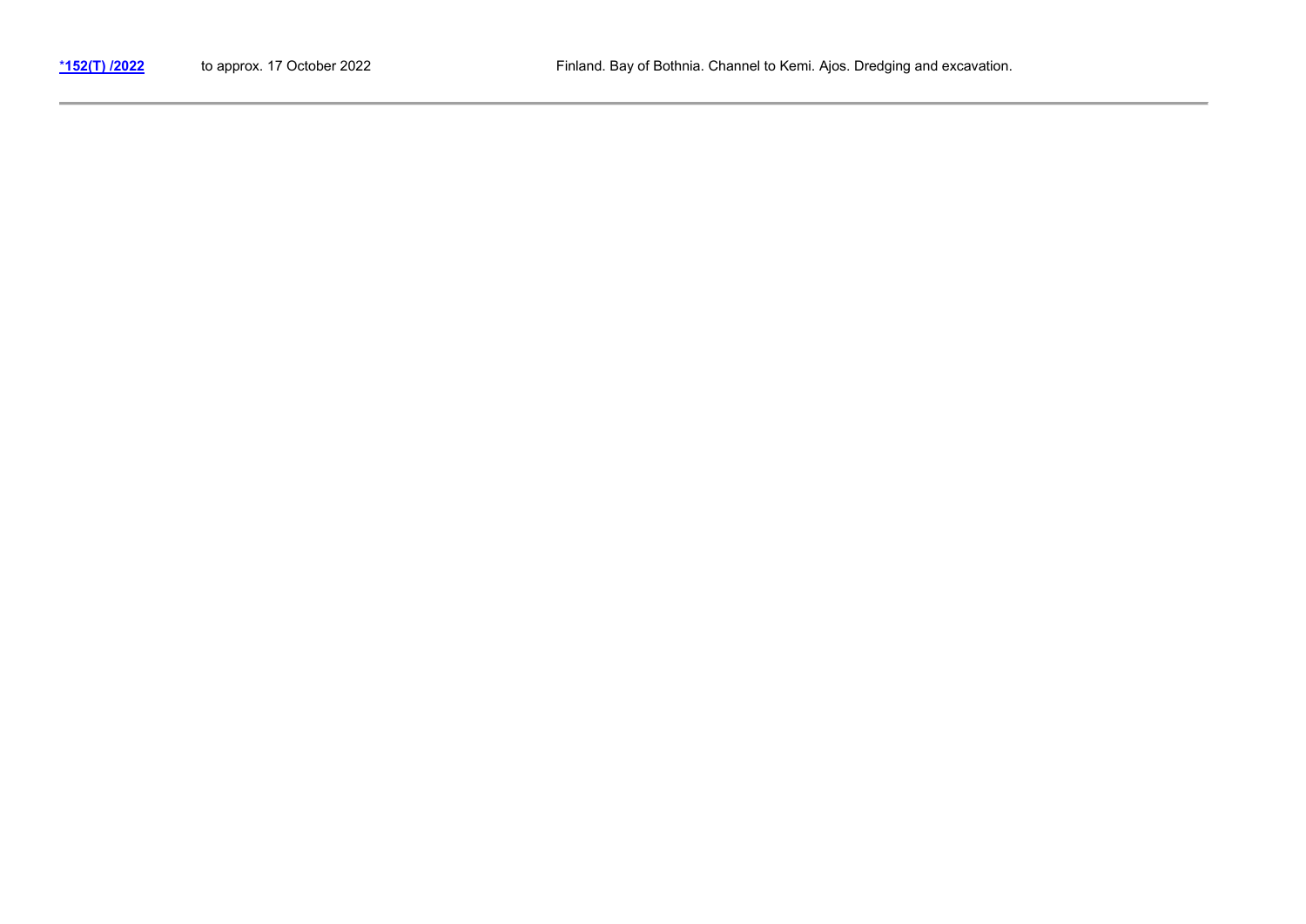| | | |
|---|---|---|
| [*152(T) /2022] | to approx. 17 October 2022 | Finland. Bay of Bothnia. Channel to Kemi. Ajos. Dredging and excavation. |